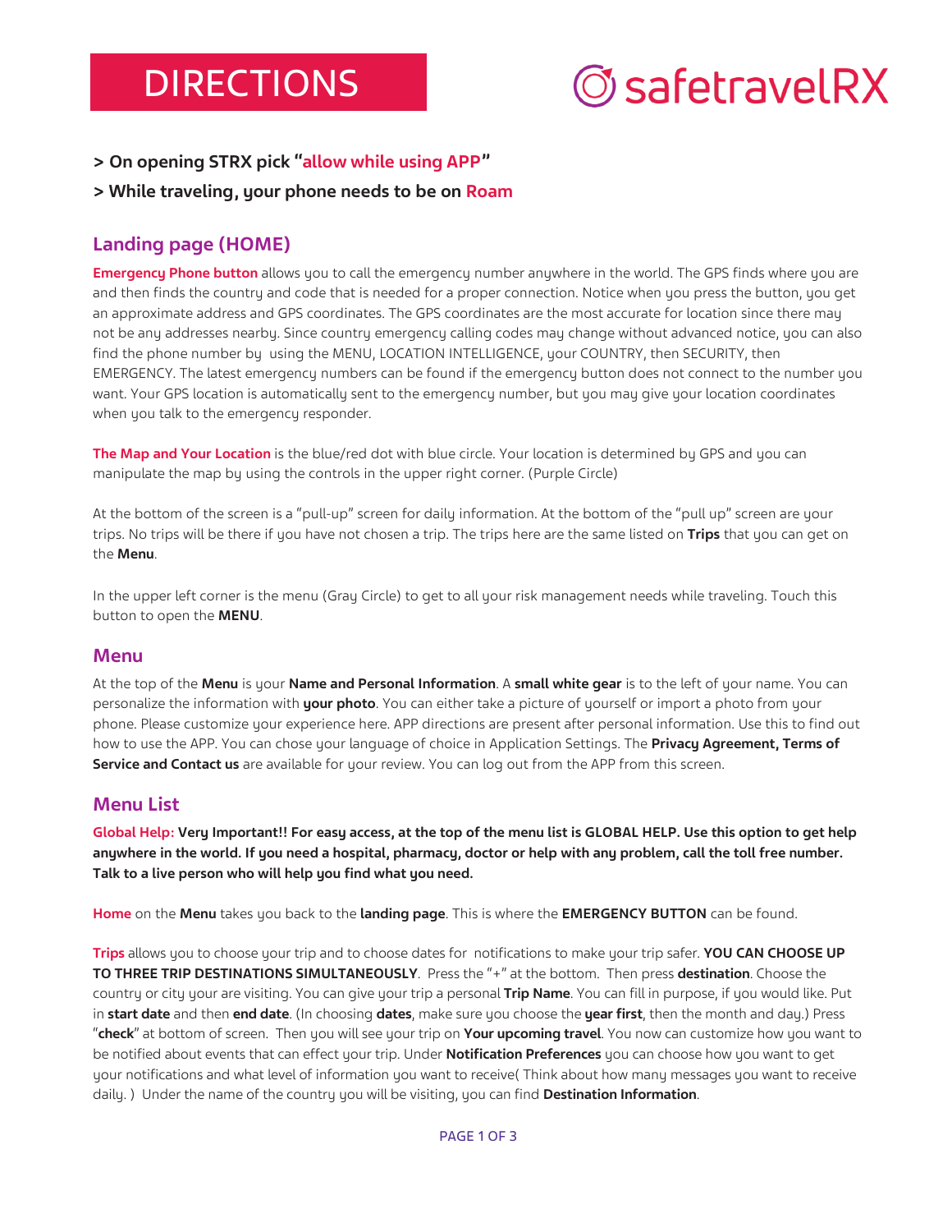# DIRECTIONS

safetravelRX

**> On opening STRX pick "allow while using APP"**

**> While traveling, your phone needs to be on Roam**

## Landing page (HOME)

**Emergency Phone button** allows you to call the emergency number anywhere in the world. The GPS finds where you are and then finds the country and code that is needed for a proper connection. Notice when you press the button, you get an approximate address and GPS coordinates. The GPS coordinates are the most accurate for location since there may not be any addresses nearby. Since country emergency calling codes may change without advanced notice, you can also find the phone number by using the MENU, LOCATION INTELLIGENCE, your COUNTRY, then SECURITY, then EMERGENCY. The latest emergency numbers can be found if the emergency button does not connect to the number you want. Your GPS location is automatically sent to the emergency number, but you may give your location coordinates when you talk to the emergency responder.

**The Map and Your Location** is the blue/red dot with blue circle. Your location is determined by GPS and you can manipulate the map by using the controls in the upper right corner. (Purple Circle)

At the bottom of the screen is a "pull-up" screen for daily information. At the bottom of the "pull up" screen are your trips. No trips will be there if you have not chosen a trip. The trips here are the same listed on **Trips** that you can get on the **Menu**.

In the upper left corner is the menu (Gray Circle) to get to all your risk management needs while traveling. Touch this button to open the **MENU**.

## Menu

At the top of the **Menu** is your **Name and Personal Information**. A **small white gear** is to the left of your name. You can personalize the information with **your photo**. You can either take a picture of yourself or import a photo from your phone. Please customize your experience here. APP directions are present after personal information. Use this to find out how to use the APP. You can chose your language of choice in Application Settings. The **Privacy Agreement, Terms of Service and Contact us** are available for your review. You can log out from the APP from this screen.

## Menu List

**Global Help: Very Important!! For easy access, at the top of the menu list is GLOBAL HELP. Use this option to get help anywhere in the world. If you need a hospital, pharmacy, doctor or help with any problem, call the toll free number. Talk to a live person who will help you find what you need.**

**Home** on the **Menu** takes you back to the **landing page**. This is where the **EMERGENCY BUTTON** can be found.

**Trips** allows you to choose your trip and to choose dates for notifications to make your trip safer. **YOU CAN CHOOSE UP TO THREE TRIP DESTINATIONS SIMULTANEOUSLY**. Press the "+" at the bottom. Then press **destination**. Choose the country or city your are visiting. You can give your trip a personal **Trip Name**. You can fill in purpose, if you would like. Put in **start date** and then **end date**. (In choosing **dates**, make sure you choose the **year first**, then the month and day.) Press "**check**" at bottom of screen. Then you will see your trip on **Your upcoming travel**. You now can customize how you want to be notified about events that can effect your trip. Under **Notification Preferences** you can choose how you want to get your notifications and what level of information you want to receive( Think about how many messages you want to receive daily. ) Under the name of the country you will be visiting, you can find **Destination Information**.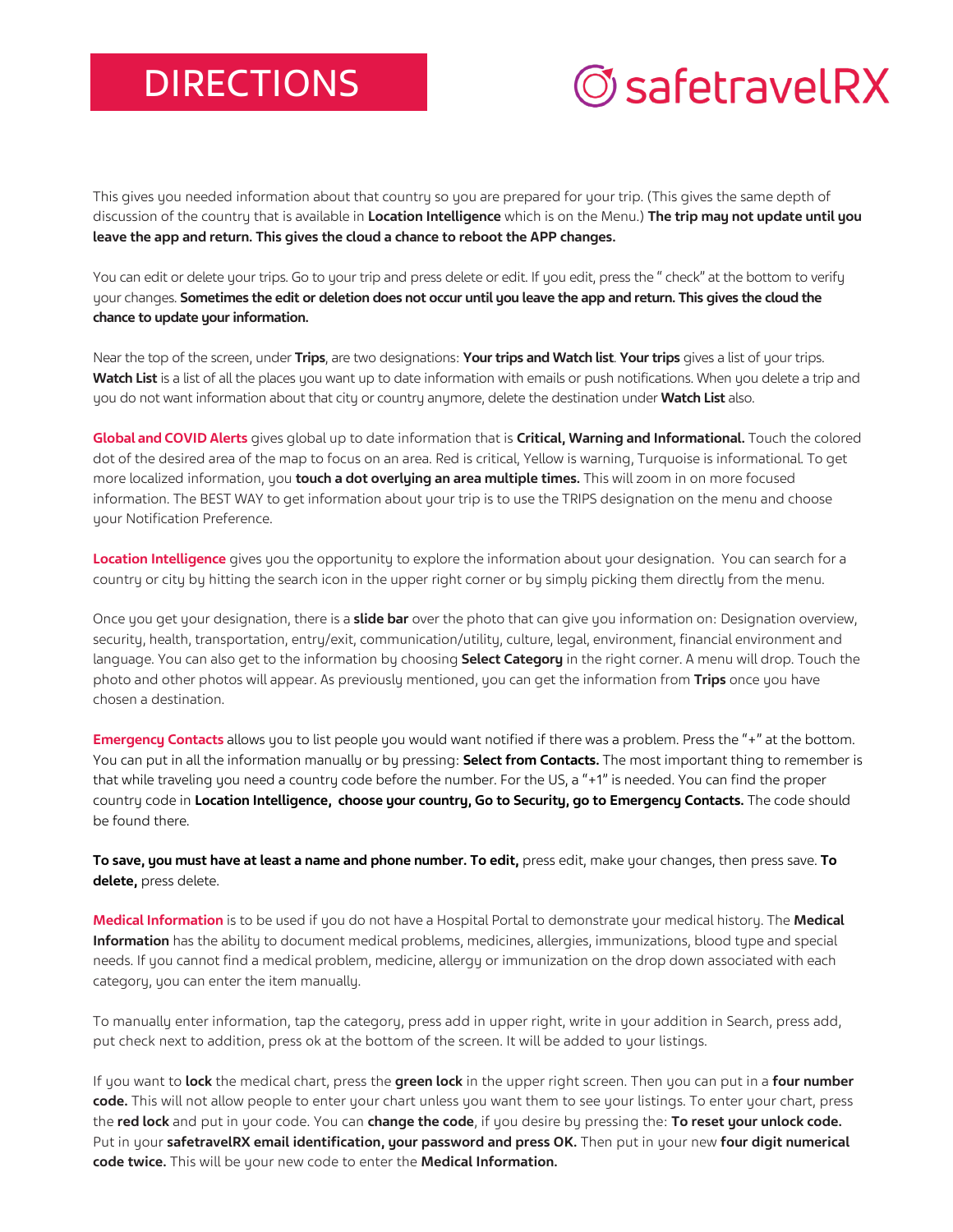# DIRECTIONS

safetravelRX

This gives you needed information about that country so you are prepared for your trip. (This gives the same depth of discussion of the country that is available in **Location Intelligence** which is on the Menu.) **The trip may not update until you leave the app and return. This gives the cloud a chance to reboot the APP changes.**

You can edit or delete your trips. Go to your trip and press delete or edit. If you edit, press the " check" at the bottom to verify your changes. **Sometimes the edit or deletion does not occur until you leave the app and return. This gives the cloud the chance to update your information.**

Near the top of the screen, under **Trips**, are two designations: **Your trips and Watch list**. **Your trips** gives a list of your trips. **Watch List** is a list of all the places you want up to date information with emails or push notifications. When you delete a trip and you do not want information about that city or country anymore, delete the destination under **Watch List** also.

**Global and COVID Alerts** gives global up to date information that is **Critical, Warning and Informational.** Touch the colored dot of the desired area of the map to focus on an area. Red is critical, Yellow is warning, Turquoise is informational. To get more localized information, you **touch a dot overlying an area multiple times.** This will zoom in on more focused information. The BEST WAY to get information about your trip is to use the TRIPS designation on the menu and choose your Notification Preference.

**Location Intelligence** gives you the opportunity to explore the information about your designation. You can search for a country or city by hitting the search icon in the upper right corner or by simply picking them directly from the menu.

Once you get your designation, there is a **slide bar** over the photo that can give you information on: Designation overview, security, health, transportation, entry/exit, communication/utility, culture, legal, environment, financial environment and language. You can also get to the information by choosing **Select Category** in the right corner. A menu will drop. Touch the photo and other photos will appear. As previously mentioned, you can get the information from **Trips** once you have chosen a destination.

**Emergency Contacts** allows you to list people you would want notified if there was a problem. Press the "+" at the bottom. You can put in all the information manually or by pressing: **Select from Contacts.** The most important thing to remember is that while traveling you need a country code before the number. For the US, a "+1" is needed. You can find the proper country code in **Location Intelligence, choose your country, Go to Security, go to Emergency Contacts.** The code should be found there.

**To save, you must have at least a name and phone number. To edit,** press edit, make your changes, then press save. **To delete,** press delete.

**Medical Information** is to be used if you do not have a Hospital Portal to demonstrate your medical history. The **Medical Information** has the ability to document medical problems, medicines, allergies, immunizations, blood type and special needs. If you cannot find a medical problem, medicine, allergy or immunization on the drop down associated with each category, you can enter the item manually.

To manually enter information, tap the category, press add in upper right, write in your addition in Search, press add, put check next to addition, press ok at the bottom of the screen. It will be added to your listings.

If you want to **lock** the medical chart, press the **green lock** in the upper right screen. Then you can put in a **four number code.** This will not allow people to enter your chart unless you want them to see your listings. To enter your chart, press the **red lock** and put in your code. You can **change the code**, if you desire by pressing the: **To reset your unlock code.** Put in your **safetravelRX email identification, your password and press OK.** Then put in your new **four digit numerical code twice.** This will be your new code to enter the **Medical Information.**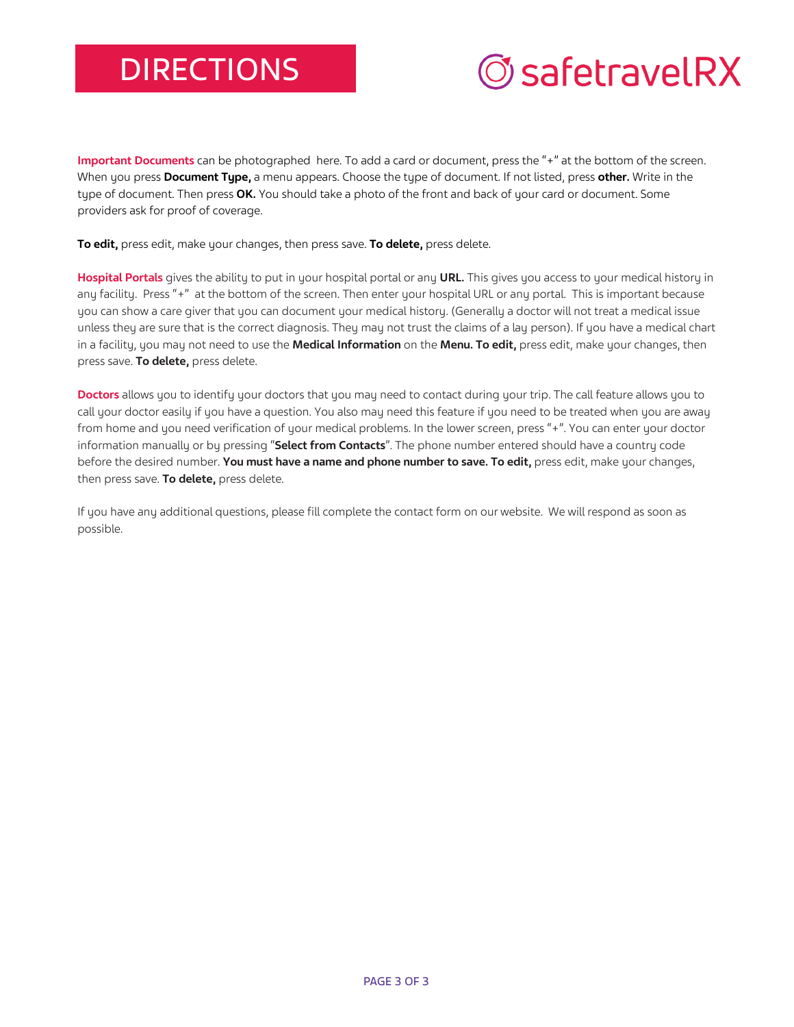# DIRECTIONS

safetravelRX

**Important Documents** can be photographed  here. To add a card or document, press the "+" at the bottom of the screen. When you press **Document Type,** a menu appears. Choose the type of document. If not listed, press **other.** Write in the type of document. Then press **OK.** You should take a photo of the front and back of your card or document. Some providers ask for proof of coverage.

**To edit,** press edit, make your changes, then press save. **To delete,** press delete.

**Hospital Portals** gives the ability to put in your hospital portal or any **URL.** This gives you access to your medical history in any facility.  Press "+"  at the bottom of the screen. Then enter your hospital URL or any portal.  This is important because you can show a care giver that you can document your medical history. (Generally a doctor will not treat a medical issue unless they are sure that is the correct diagnosis. They may not trust the claims of a lay person). If you have a medical chart in a facility, you may not need to use the **Medical Information** on the **Menu. To edit,** press edit, make your changes, then press save. **To delete,** press delete.

**Doctors** allows you to identify your doctors that you may need to contact during your trip. The call feature allows you to call your doctor easily if you have a question. You also may need this feature if you need to be treated when you are away from home and you need verification of your medical problems. In the lower screen, press "+". You can enter your doctor information manually or by pressing "**Select from Contacts**". The phone number entered should have a country code before the desired number. **You must have a name and phone number to save. To edit,** press edit, make your changes, then press save. **To delete,** press delete.

If you have any additional questions, please fill complete the contact form on our website.  We will respond as soon as possible.